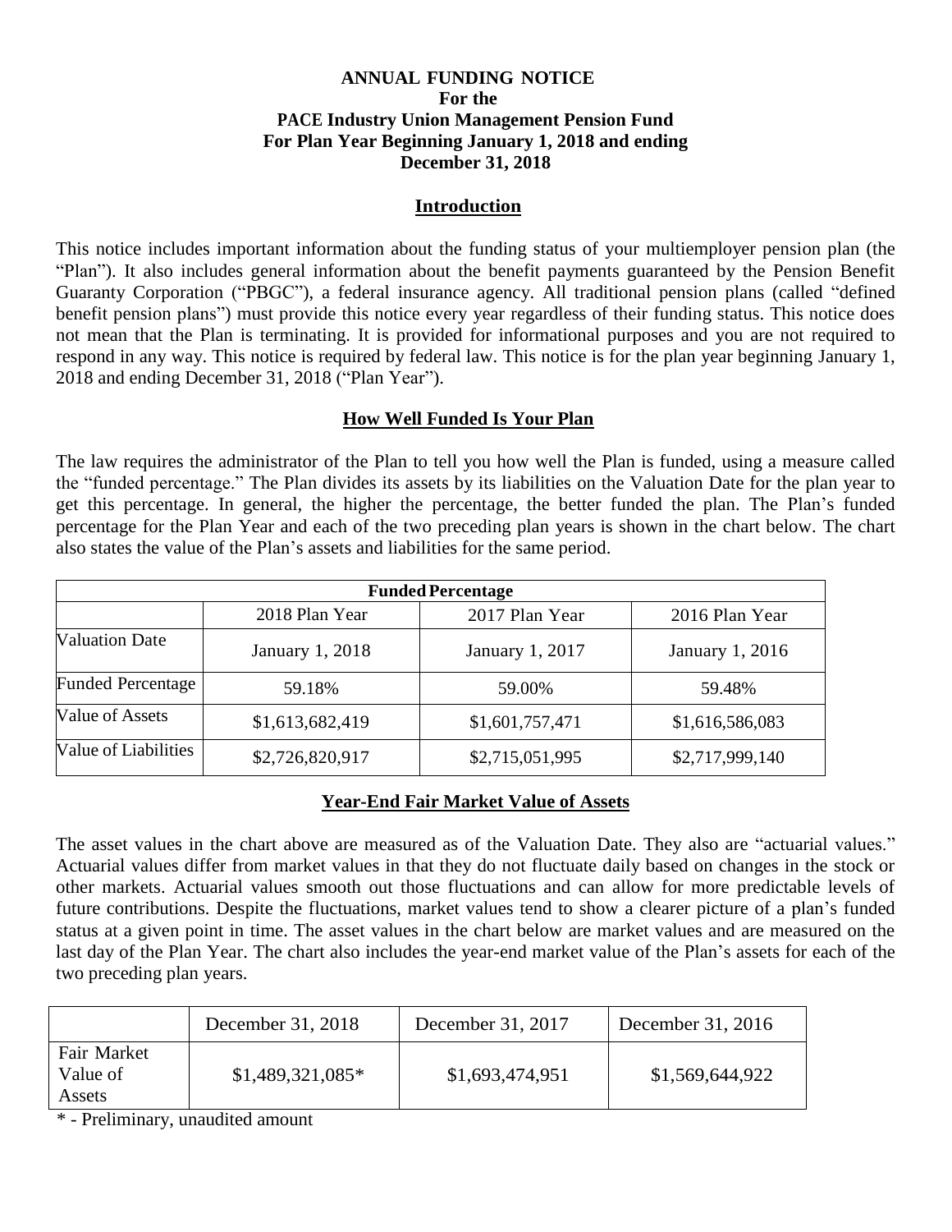# ANNUAL FUNDING NOTICE
## For the
## PACE Industry Union Management Pension Fund
## For Plan Year Beginning January 1, 2018 and ending December 31, 2018

## Introduction

This notice includes important information about the funding status of your multiemployer pension plan (the "Plan"). It also includes general information about the benefit payments guaranteed by the Pension Benefit Guaranty Corporation ("PBGC"), a federal insurance agency. All traditional pension plans (called "defined benefit pension plans") must provide this notice every year regardless of their funding status. This notice does not mean that the Plan is terminating. It is provided for informational purposes and you are not required to respond in any way. This notice is required by federal law. This notice is for the plan year beginning January 1, 2018 and ending December 31, 2018 ("Plan Year").

## How Well Funded Is Your Plan

The law requires the administrator of the Plan to tell you how well the Plan is funded, using a measure called the "funded percentage." The Plan divides its assets by its liabilities on the Valuation Date for the plan year to get this percentage. In general, the higher the percentage, the better funded the plan. The Plan's funded percentage for the Plan Year and each of the two preceding plan years is shown in the chart below. The chart also states the value of the Plan's assets and liabilities for the same period.

| Funded Percentage | | | |
|---|---|---|---|
| | 2018 Plan Year | 2017 Plan Year | 2016 Plan Year |
| Valuation Date | January 1, 2018 | January 1, 2017 | January 1, 2016 |
| Funded Percentage | 59.18% | 59.00% | 59.48% |
| Value of Assets | $1,613,682,419 | $1,601,757,471 | $1,616,586,083 |
| Value of Liabilities | $2,726,820,917 | $2,715,051,995 | $2,717,999,140 |

## Year-End Fair Market Value of Assets

The asset values in the chart above are measured as of the Valuation Date. They also are "actuarial values." Actuarial values differ from market values in that they do not fluctuate daily based on changes in the stock or other markets. Actuarial values smooth out those fluctuations and can allow for more predictable levels of future contributions. Despite the fluctuations, market values tend to show a clearer picture of a plan's funded status at a given point in time. The asset values in the chart below are market values and are measured on the last day of the Plan Year. The chart also includes the year-end market value of the Plan's assets for each of the two preceding plan years.

| | December 31, 2018 | December 31, 2017 | December 31, 2016 |
|---|---|---|---|
| Fair Market Value of Assets | $1,489,321,085* | $1,693,474,951 | $1,569,644,922 |

* - Preliminary, unaudited amount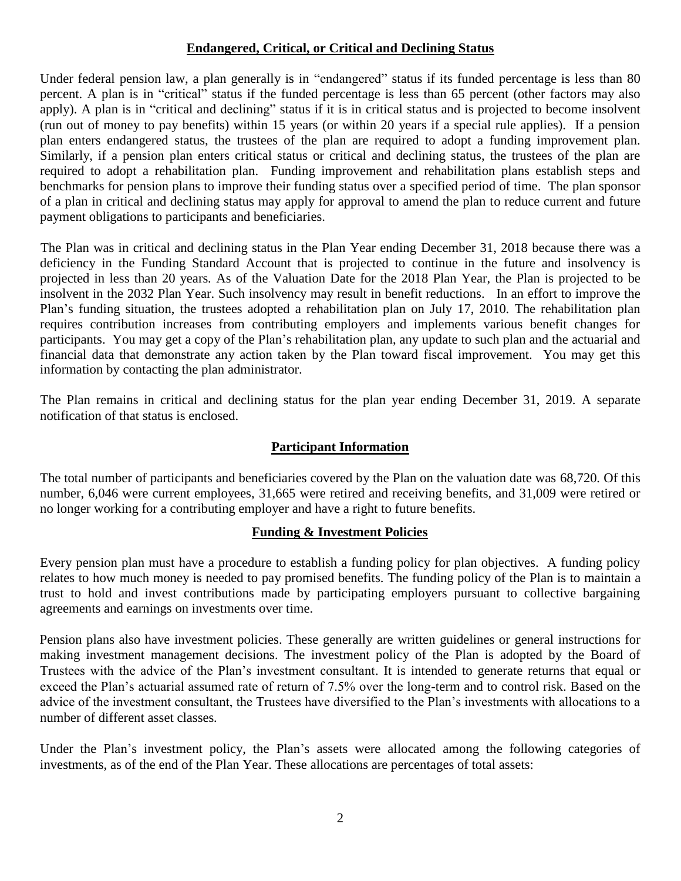## Endangered, Critical, or Critical and Declining Status

Under federal pension law, a plan generally is in "endangered" status if its funded percentage is less than 80 percent. A plan is in "critical" status if the funded percentage is less than 65 percent (other factors may also apply). A plan is in "critical and declining" status if it is in critical status and is projected to become insolvent (run out of money to pay benefits) within 15 years (or within 20 years if a special rule applies). If a pension plan enters endangered status, the trustees of the plan are required to adopt a funding improvement plan. Similarly, if a pension plan enters critical status or critical and declining status, the trustees of the plan are required to adopt a rehabilitation plan. Funding improvement and rehabilitation plans establish steps and benchmarks for pension plans to improve their funding status over a specified period of time. The plan sponsor of a plan in critical and declining status may apply for approval to amend the plan to reduce current and future payment obligations to participants and beneficiaries.

The Plan was in critical and declining status in the Plan Year ending December 31, 2018 because there was a deficiency in the Funding Standard Account that is projected to continue in the future and insolvency is projected in less than 20 years. As of the Valuation Date for the 2018 Plan Year, the Plan is projected to be insolvent in the 2032 Plan Year. Such insolvency may result in benefit reductions. In an effort to improve the Plan's funding situation, the trustees adopted a rehabilitation plan on July 17, 2010. The rehabilitation plan requires contribution increases from contributing employers and implements various benefit changes for participants. You may get a copy of the Plan's rehabilitation plan, any update to such plan and the actuarial and financial data that demonstrate any action taken by the Plan toward fiscal improvement. You may get this information by contacting the plan administrator.

The Plan remains in critical and declining status for the plan year ending December 31, 2019. A separate notification of that status is enclosed.

## Participant Information

The total number of participants and beneficiaries covered by the Plan on the valuation date was 68,720. Of this number, 6,046 were current employees, 31,665 were retired and receiving benefits, and 31,009 were retired or no longer working for a contributing employer and have a right to future benefits.

## Funding & Investment Policies

Every pension plan must have a procedure to establish a funding policy for plan objectives. A funding policy relates to how much money is needed to pay promised benefits. The funding policy of the Plan is to maintain a trust to hold and invest contributions made by participating employers pursuant to collective bargaining agreements and earnings on investments over time.

Pension plans also have investment policies. These generally are written guidelines or general instructions for making investment management decisions. The investment policy of the Plan is adopted by the Board of Trustees with the advice of the Plan's investment consultant. It is intended to generate returns that equal or exceed the Plan's actuarial assumed rate of return of 7.5% over the long-term and to control risk. Based on the advice of the investment consultant, the Trustees have diversified to the Plan's investments with allocations to a number of different asset classes.

Under the Plan's investment policy, the Plan's assets were allocated among the following categories of investments, as of the end of the Plan Year. These allocations are percentages of total assets: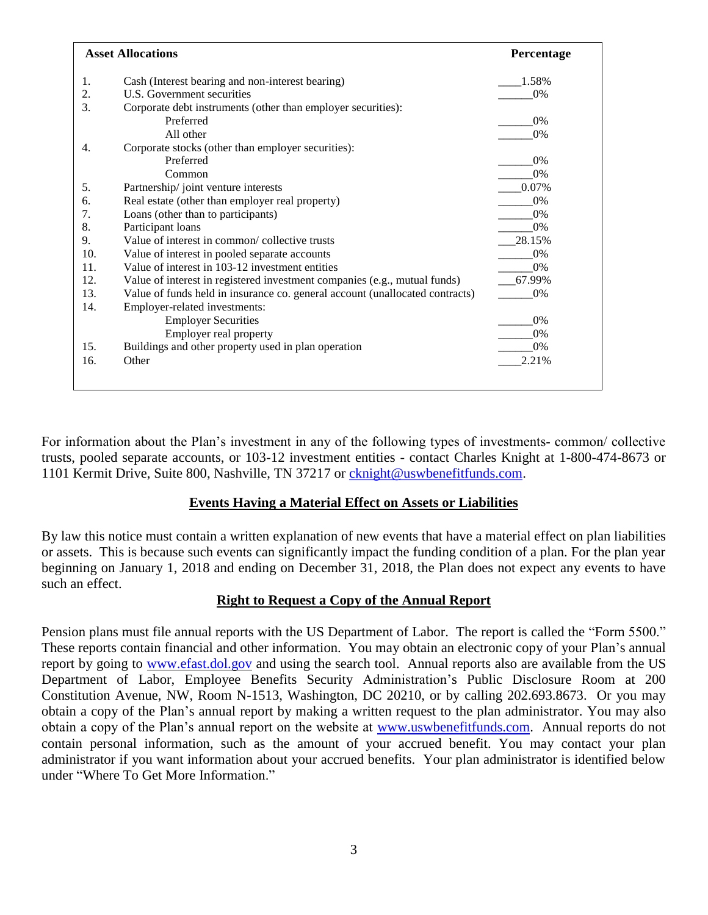| | Asset Allocations | Percentage |
|---|---|---|
| 1. | Cash (Interest bearing and non-interest bearing) | 1.58% |
| 2. | U.S. Government securities | 0% |
| 3. | Corporate debt instruments (other than employer securities): | |
| | Preferred | 0% |
| | All other | 0% |
| 4. | Corporate stocks (other than employer securities): | |
| | Preferred | 0% |
| | Common | 0% |
| 5. | Partnership/ joint venture interests | 0.07% |
| 6. | Real estate (other than employer real property) | 0% |
| 7. | Loans (other than to participants) | 0% |
| 8. | Participant loans | 0% |
| 9. | Value of interest in common/ collective trusts | 28.15% |
| 10. | Value of interest in pooled separate accounts | 0% |
| 11. | Value of interest in 103-12 investment entities | 0% |
| 12. | Value of interest in registered investment companies (e.g., mutual funds) | 67.99% |
| 13. | Value of funds held in insurance co. general account (unallocated contracts) | 0% |
| 14. | Employer-related investments: | |
| | Employer Securities | 0% |
| | Employer real property | 0% |
| 15. | Buildings and other property used in plan operation | 0% |
| 16. | Other | 2.21% |

For information about the Plan's investment in any of the following types of investments- common/ collective trusts, pooled separate accounts, or 103-12 investment entities - contact Charles Knight at 1-800-474-8673 or 1101 Kermit Drive, Suite 800, Nashville, TN 37217 or cknight@uswbenefitfunds.com.

## Events Having a Material Effect on Assets or Liabilities

By law this notice must contain a written explanation of new events that have a material effect on plan liabilities or assets. This is because such events can significantly impact the funding condition of a plan. For the plan year beginning on January 1, 2018 and ending on December 31, 2018, the Plan does not expect any events to have such an effect.

## Right to Request a Copy of the Annual Report

Pension plans must file annual reports with the US Department of Labor. The report is called the "Form 5500." These reports contain financial and other information. You may obtain an electronic copy of your Plan's annual report by going to www.efast.dol.gov and using the search tool. Annual reports also are available from the US Department of Labor, Employee Benefits Security Administration's Public Disclosure Room at 200 Constitution Avenue, NW, Room N-1513, Washington, DC 20210, or by calling 202.693.8673. Or you may obtain a copy of the Plan's annual report by making a written request to the plan administrator. You may also obtain a copy of the Plan's annual report on the website at www.uswbenefitfunds.com. Annual reports do not contain personal information, such as the amount of your accrued benefit. You may contact your plan administrator if you want information about your accrued benefits. Your plan administrator is identified below under "Where To Get More Information."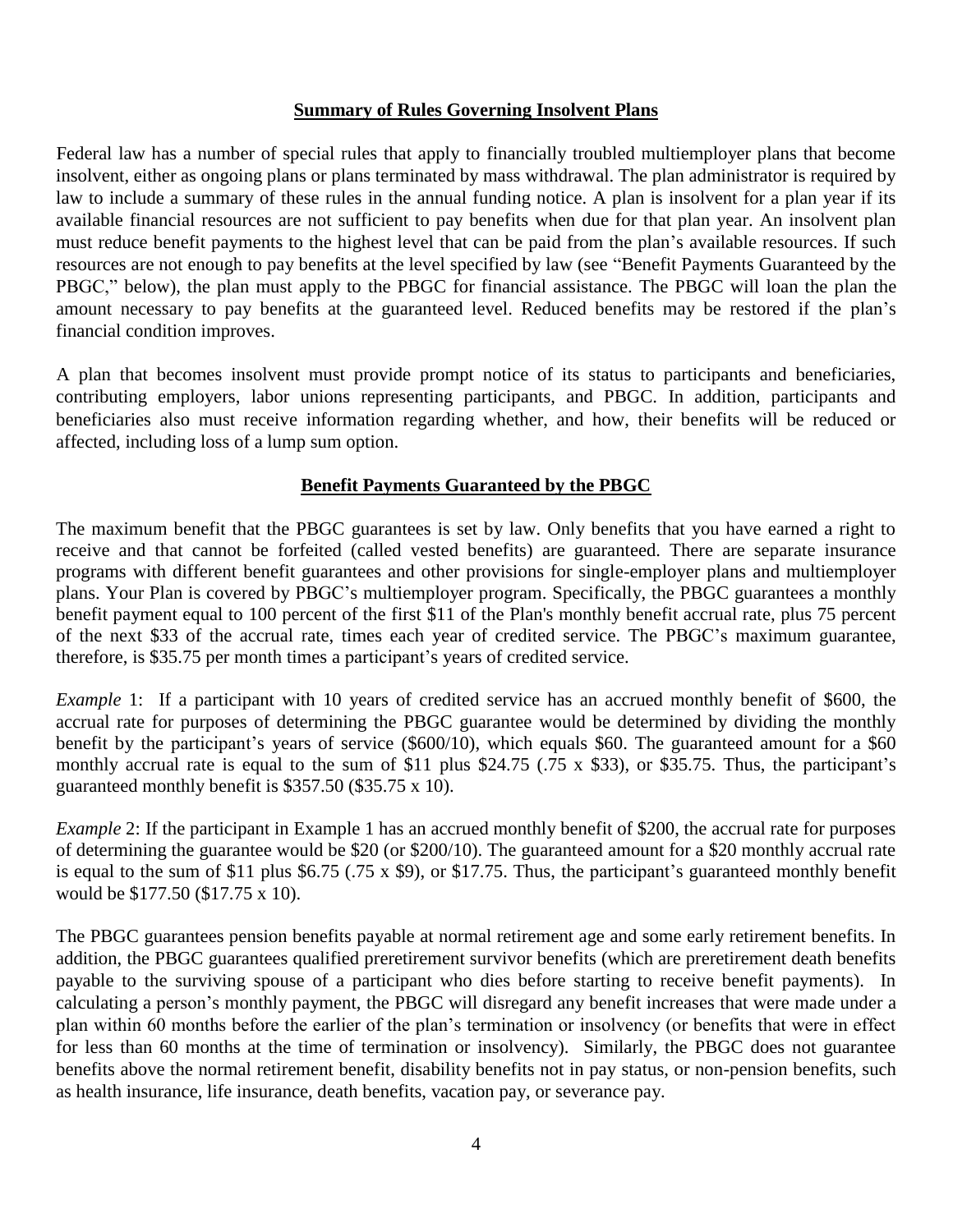## Summary of Rules Governing Insolvent Plans

Federal law has a number of special rules that apply to financially troubled multiemployer plans that become insolvent, either as ongoing plans or plans terminated by mass withdrawal. The plan administrator is required by law to include a summary of these rules in the annual funding notice. A plan is insolvent for a plan year if its available financial resources are not sufficient to pay benefits when due for that plan year. An insolvent plan must reduce benefit payments to the highest level that can be paid from the plan's available resources. If such resources are not enough to pay benefits at the level specified by law (see "Benefit Payments Guaranteed by the PBGC," below), the plan must apply to the PBGC for financial assistance. The PBGC will loan the plan the amount necessary to pay benefits at the guaranteed level. Reduced benefits may be restored if the plan's financial condition improves.

A plan that becomes insolvent must provide prompt notice of its status to participants and beneficiaries, contributing employers, labor unions representing participants, and PBGC. In addition, participants and beneficiaries also must receive information regarding whether, and how, their benefits will be reduced or affected, including loss of a lump sum option.

## Benefit Payments Guaranteed by the PBGC

The maximum benefit that the PBGC guarantees is set by law. Only benefits that you have earned a right to receive and that cannot be forfeited (called vested benefits) are guaranteed. There are separate insurance programs with different benefit guarantees and other provisions for single-employer plans and multiemployer plans. Your Plan is covered by PBGC's multiemployer program. Specifically, the PBGC guarantees a monthly benefit payment equal to 100 percent of the first $11 of the Plan's monthly benefit accrual rate, plus 75 percent of the next $33 of the accrual rate, times each year of credited service. The PBGC's maximum guarantee, therefore, is $35.75 per month times a participant's years of credited service.

*Example* 1: If a participant with 10 years of credited service has an accrued monthly benefit of $600, the accrual rate for purposes of determining the PBGC guarantee would be determined by dividing the monthly benefit by the participant's years of service ($600/10), which equals $60. The guaranteed amount for a $60 monthly accrual rate is equal to the sum of $11 plus $24.75 (.75 x $33), or $35.75. Thus, the participant's guaranteed monthly benefit is $357.50 ($35.75 x 10).

*Example* 2: If the participant in Example 1 has an accrued monthly benefit of $200, the accrual rate for purposes of determining the guarantee would be $20 (or $200/10). The guaranteed amount for a $20 monthly accrual rate is equal to the sum of $11 plus $6.75 (.75 x $9), or $17.75. Thus, the participant's guaranteed monthly benefit would be $177.50 ($17.75 x 10).

The PBGC guarantees pension benefits payable at normal retirement age and some early retirement benefits. In addition, the PBGC guarantees qualified preretirement survivor benefits (which are preretirement death benefits payable to the surviving spouse of a participant who dies before starting to receive benefit payments). In calculating a person's monthly payment, the PBGC will disregard any benefit increases that were made under a plan within 60 months before the earlier of the plan's termination or insolvency (or benefits that were in effect for less than 60 months at the time of termination or insolvency). Similarly, the PBGC does not guarantee benefits above the normal retirement benefit, disability benefits not in pay status, or non-pension benefits, such as health insurance, life insurance, death benefits, vacation pay, or severance pay.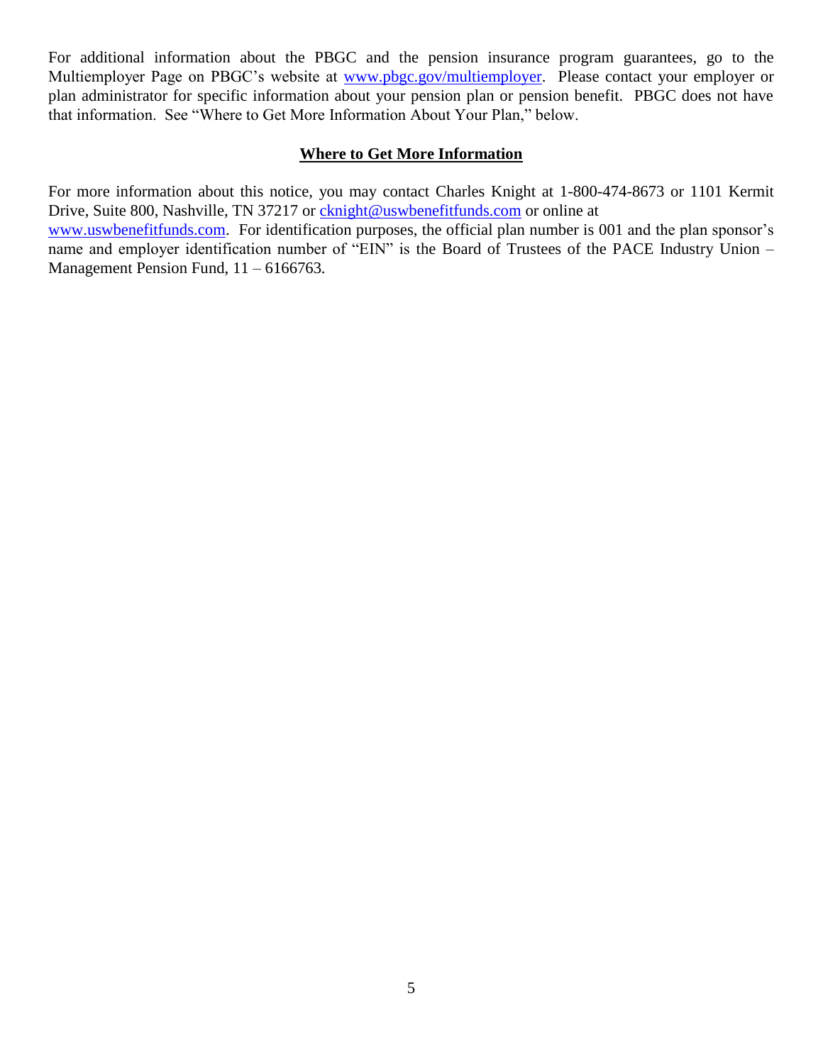For additional information about the PBGC and the pension insurance program guarantees, go to the Multiemployer Page on PBGC's website at www.pbgc.gov/multiemployer. Please contact your employer or plan administrator for specific information about your pension plan or pension benefit. PBGC does not have that information. See "Where to Get More Information About Your Plan," below.

## **Where to Get More Information**

For more information about this notice, you may contact Charles Knight at 1-800-474-8673 or 1101 Kermit Drive, Suite 800, Nashville, TN 37217 or cknight@uswbenefitfunds.com or online at www.uswbenefitfunds.com. For identification purposes, the official plan number is 001 and the plan sponsor's name and employer identification number of "EIN" is the Board of Trustees of the PACE Industry Union – Management Pension Fund, 11 – 6166763.